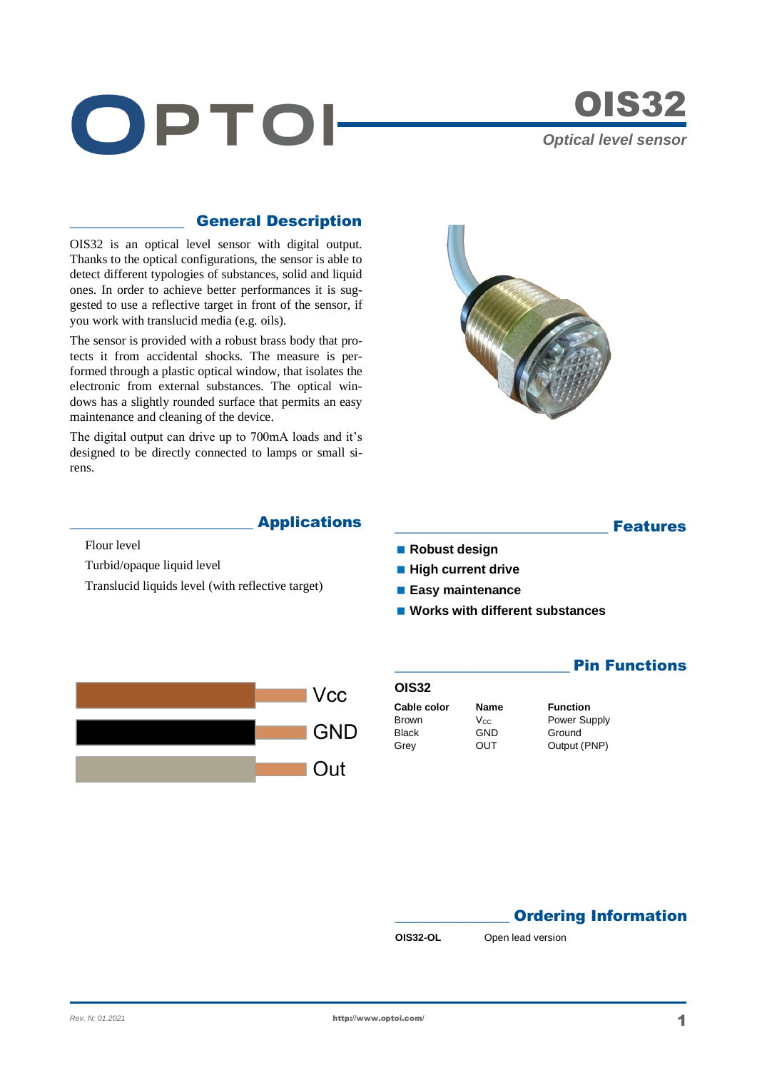# OPTOI

# OIS32

*Optical level sensor*

## General Description

OIS32 is an optical level sensor with digital output. Thanks to the optical configurations, the sensor is able to detect different typologies of substances, solid and liquid ones. In order to achieve better performances it is suggested to use a reflective target in front of the sensor, if you work with translucid media (e.g. oils).

The sensor is provided with a robust brass body that protects it from accidental shocks. The measure is performed through a plastic optical window, that isolates the electronic from external substances. The optical windows has a slightly rounded surface that permits an easy maintenance and cleaning of the device.

The digital output can drive up to 700mA loads and it's designed to be directly connected to lamps or small sirens.

## Applications

Flour level

Turbid/opaque liquid level

Translucid liquids level (with reflective target)

## Features

- **Robust design**
- **High current drive**
- **Easy maintenance**
- **Works with different substances**

## Pin Functions

Vcc

GND

Out

**OIS32**

| Cable color | Name | Function |
|---|---|---|
| Brown | $V_{CC}$ | Power Supply |
| Black | GND | Ground |
| Grey | OUT | Output (PNP) |

## Ordering Information

| | |
|---|---|
| **OIS32-OL** | Open lead version |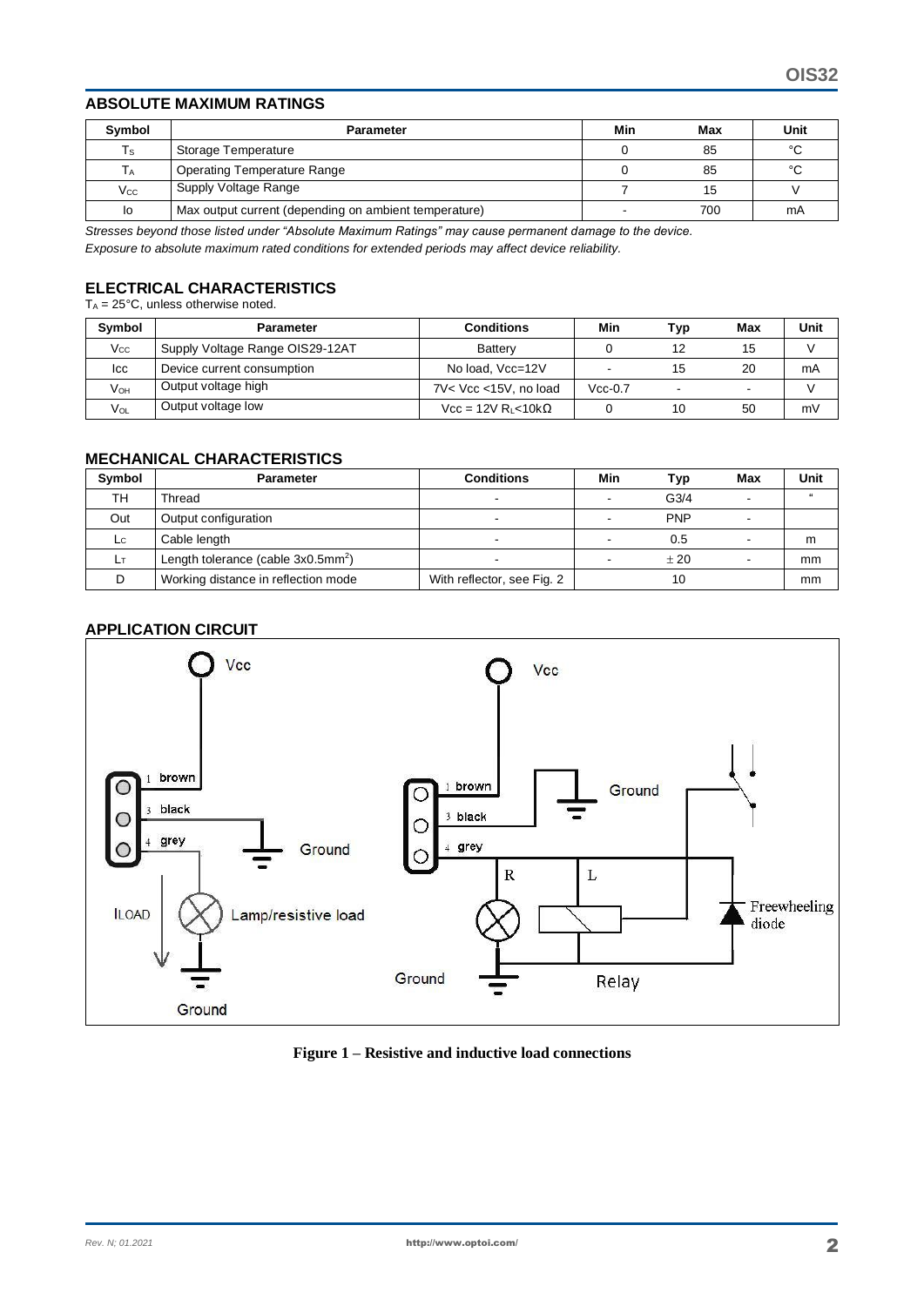## ABSOLUTE MAXIMUM RATINGS

| Symbol | Parameter | Min | Max | Unit |
|---|---|---|---|---|
| $T_S$ | Storage Temperature | 0 | 85 | °C |
| $T_A$ | Operating Temperature Range | 0 | 85 | °C |
| $V_{CC}$ | Supply Voltage Range | 7 | 15 | V |
| Io | Max output current (depending on ambient temperature) | - | 700 | mA |

*Stresses beyond those listed under "Absolute Maximum Ratings" may cause permanent damage to the device.*
*Exposure to absolute maximum rated conditions for extended periods may affect device reliability.*

## ELECTRICAL CHARACTERISTICS

$T_A$ = 25°C, unless otherwise noted.

| Symbol | Parameter | Conditions | Min | Typ | Max | Unit |
|---|---|---|---|---|---|---|
| $V_{CC}$ | Supply Voltage Range OIS29-12AT | Battery | 0 | 12 | 15 | V |
| Icc | Device current consumption | No load, Vcc=12V | - | 15 | 20 | mA |
| $V_{OH}$ | Output voltage high | 7V< Vcc <15V, no load | Vcc-0.7 | - | - | V |
| $V_{OL}$ | Output voltage low | Vcc = 12V $R_L$<10kΩ | 0 | 10 | 50 | mV |

## MECHANICAL CHARACTERISTICS

| Symbol | Parameter | Conditions | Min | Typ | Max | Unit |
|---|---|---|---|---|---|---|
| TH | Thread | - | - | G3/4 | - | " |
| Out | Output configuration | - | - | PNP | - | |
| $L_C$ | Cable length | - | - | 0.5 | - | m |
| $L_T$ | Length tolerance (cable 3x0.5mm$^2$) | - | - | ± 20 | - | mm |
| D | Working distance in reflection mode | With reflector, see Fig. 2 | | 10 | | mm |

## APPLICATION CIRCUIT

**Figure 1 – Resistive and inductive load connections**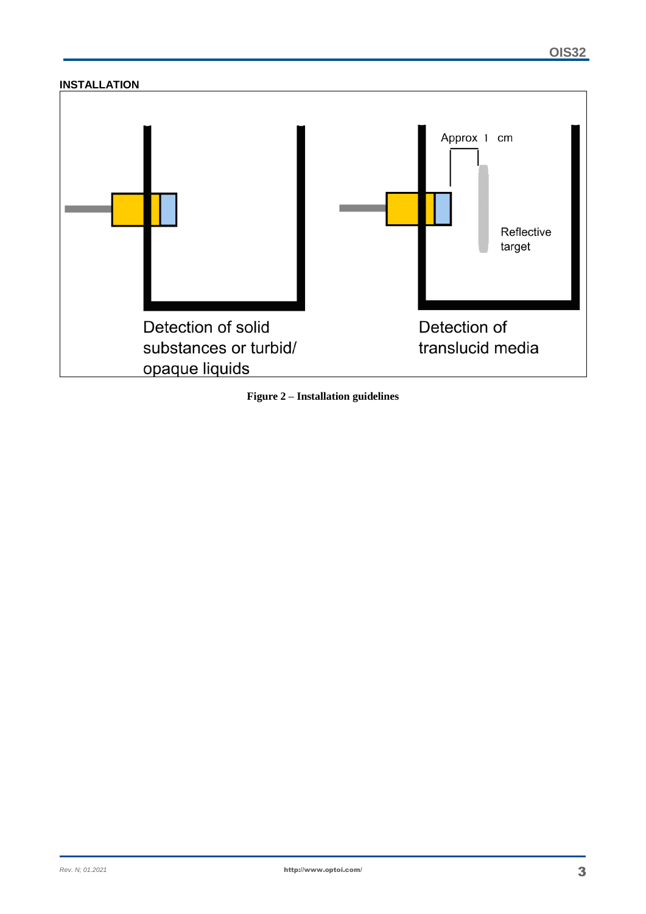## INSTALLATION

Approx 1 cm

Reflective target

Detection of solid substances or turbid/ opaque liquids

Detection of translucid media

**Figure 2 – Installation guidelines**